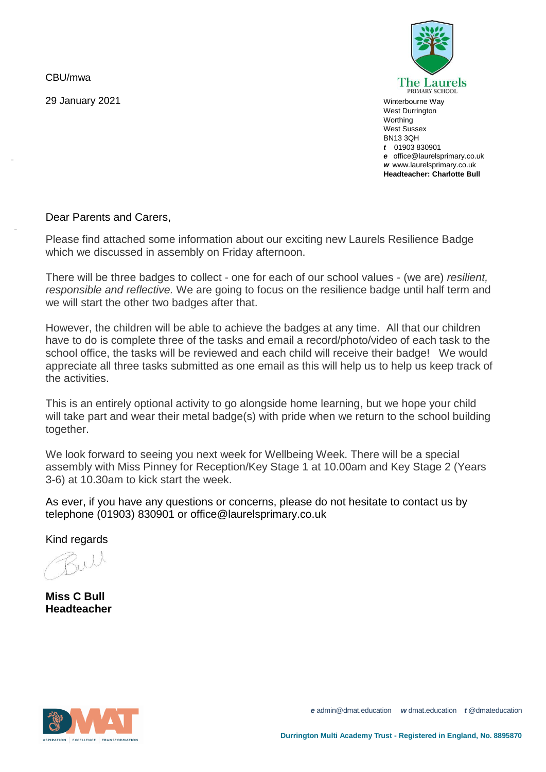CBU/mwa

29 January 2021

The Laurels
PRIMARY SCHOOL

Winterbourne Way
West Durrington
Worthing
West Sussex
BN13 3QH
*t* 01903 830901
*e* office@laurelsprimary.co.uk
*w* www.laurelsprimary.co.uk
**Headteacher: Charlotte Bull**

Dear Parents and Carers,

Please find attached some information about our exciting new Laurels Resilience Badge which we discussed in assembly on Friday afternoon.

There will be three badges to collect - one for each of our school values - (we are) *resilient, responsible and reflective.* We are going to focus on the resilience badge until half term and we will start the other two badges after that.

However, the children will be able to achieve the badges at any time. All that our children have to do is complete three of the tasks and email a record/photo/video of each task to the school office, the tasks will be reviewed and each child will receive their badge! We would appreciate all three tasks submitted as one email as this will help us to help us keep track of the activities.

This is an entirely optional activity to go alongside home learning, but we hope your child will take part and wear their metal badge(s) with pride when we return to the school building together.

We look forward to seeing you next week for Wellbeing Week. There will be a special assembly with Miss Pinney for Reception/Key Stage 1 at 10.00am and Key Stage 2 (Years 3-6) at 10.30am to kick start the week.

As ever, if you have any questions or concerns, please do not hesitate to contact us by telephone (01903) 830901 or office@laurelsprimary.co.uk

Kind regards

**Miss C Bull**
**Headteacher**

*e* admin@dmat.education *w* dmat.education *t* @dmateducation

**Durrington Multi Academy Trust - Registered in England, No. 8895870**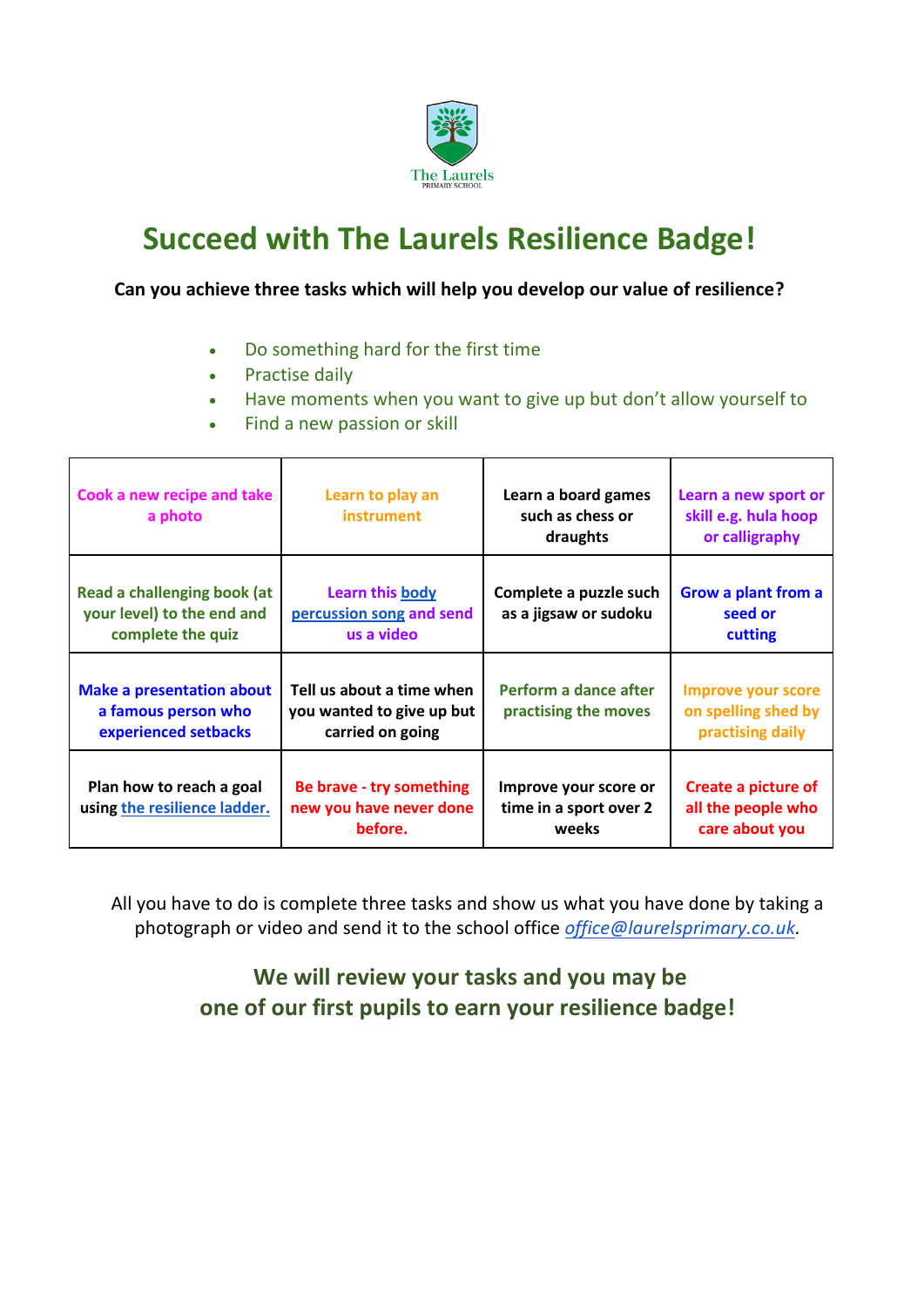The Laurels
PRIMARY SCHOOL

# Succeed with The Laurels Resilience Badge!

**Can you achieve three tasks which will help you develop our value of resilience?**

- Do something hard for the first time
- Practise daily
- Have moments when you want to give up but don't allow yourself to
- Find a new passion or skill

| | | | |
|---|---|---|---|
| **Cook a new recipe and take a photo** | **Learn to play an instrument** | **Learn a board games such as chess or draughts** | **Learn a new sport or skill e.g. hula hoop or calligraphy** |
| **Read a challenging book (at your level) to the end and complete the quiz** | **Learn this body percussion song and send us a video** | **Complete a puzzle such as a jigsaw or sudoku** | **Grow a plant from a seed or cutting** |
| **Make a presentation about a famous person who experienced setbacks** | **Tell us about a time when you wanted to give up but carried on going** | **Perform a dance after practising the moves** | **Improve your score on spelling shed by practising daily** |
| **Plan how to reach a goal using the resilience ladder.** | **Be brave - try something new you have never done before.** | **Improve your score or time in a sport over 2 weeks** | **Create a picture of all the people who care about you** |

All you have to do is complete three tasks and show us what you have done by taking a photograph or video and send it to the school office *office@laurelsprimary.co.uk*.

## We will review your tasks and you may be one of our first pupils to earn your resilience badge!